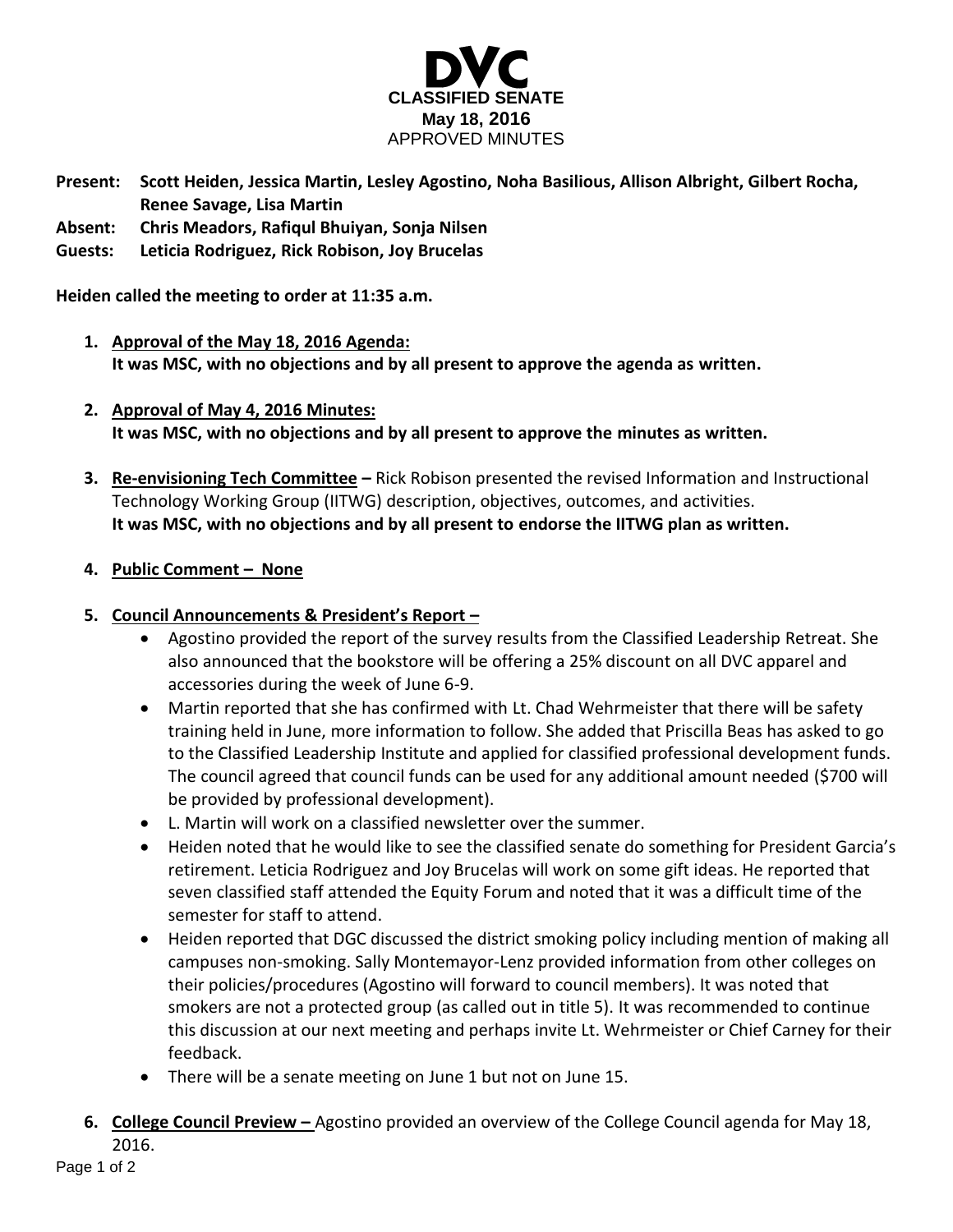# DVC

**CLASSIFIED SENATE**
**May 18, 2016**
APPROVED MINUTES

**Present:** **Scott Heiden, Jessica Martin, Lesley Agostino, Noha Basilious, Allison Albright, Gilbert Rocha, Renee Savage, Lisa Martin**
**Absent:** **Chris Meadors, Rafiqul Bhuiyan, Sonja Nilsen**
**Guests:** **Leticia Rodriguez, Rick Robison, Joy Brucelas**

**Heiden called the meeting to order at 11:35 a.m.**

1. **Approval of the May 18, 2016 Agenda:**
   **It was MSC, with no objections and by all present to approve the agenda as written.**

2. **Approval of May 4, 2016 Minutes:**
   **It was MSC, with no objections and by all present to approve the minutes as written.**

3. **Re-envisioning Tech Committee –** Rick Robison presented the revised Information and Instructional Technology Working Group (IITWG) description, objectives, outcomes, and activities.
   **It was MSC, with no objections and by all present to endorse the IITWG plan as written.**

4. **Public Comment – None**

5. **Council Announcements & President's Report –**
   - Agostino provided the report of the survey results from the Classified Leadership Retreat. She also announced that the bookstore will be offering a 25% discount on all DVC apparel and accessories during the week of June 6-9.
   - Martin reported that she has confirmed with Lt. Chad Wehrmeister that there will be safety training held in June, more information to follow. She added that Priscilla Beas has asked to go to the Classified Leadership Institute and applied for classified professional development funds. The council agreed that council funds can be used for any additional amount needed ($700 will be provided by professional development).
   - L. Martin will work on a classified newsletter over the summer.
   - Heiden noted that he would like to see the classified senate do something for President Garcia's retirement. Leticia Rodriguez and Joy Brucelas will work on some gift ideas. He reported that seven classified staff attended the Equity Forum and noted that it was a difficult time of the semester for staff to attend.
   - Heiden reported that DGC discussed the district smoking policy including mention of making all campuses non-smoking. Sally Montemayor-Lenz provided information from other colleges on their policies/procedures (Agostino will forward to council members). It was noted that smokers are not a protected group (as called out in title 5). It was recommended to continue this discussion at our next meeting and perhaps invite Lt. Wehrmeister or Chief Carney for their feedback.
   - There will be a senate meeting on June 1 but not on June 15.

6. **College Council Preview –** Agostino provided an overview of the College Council agenda for May 18, 2016.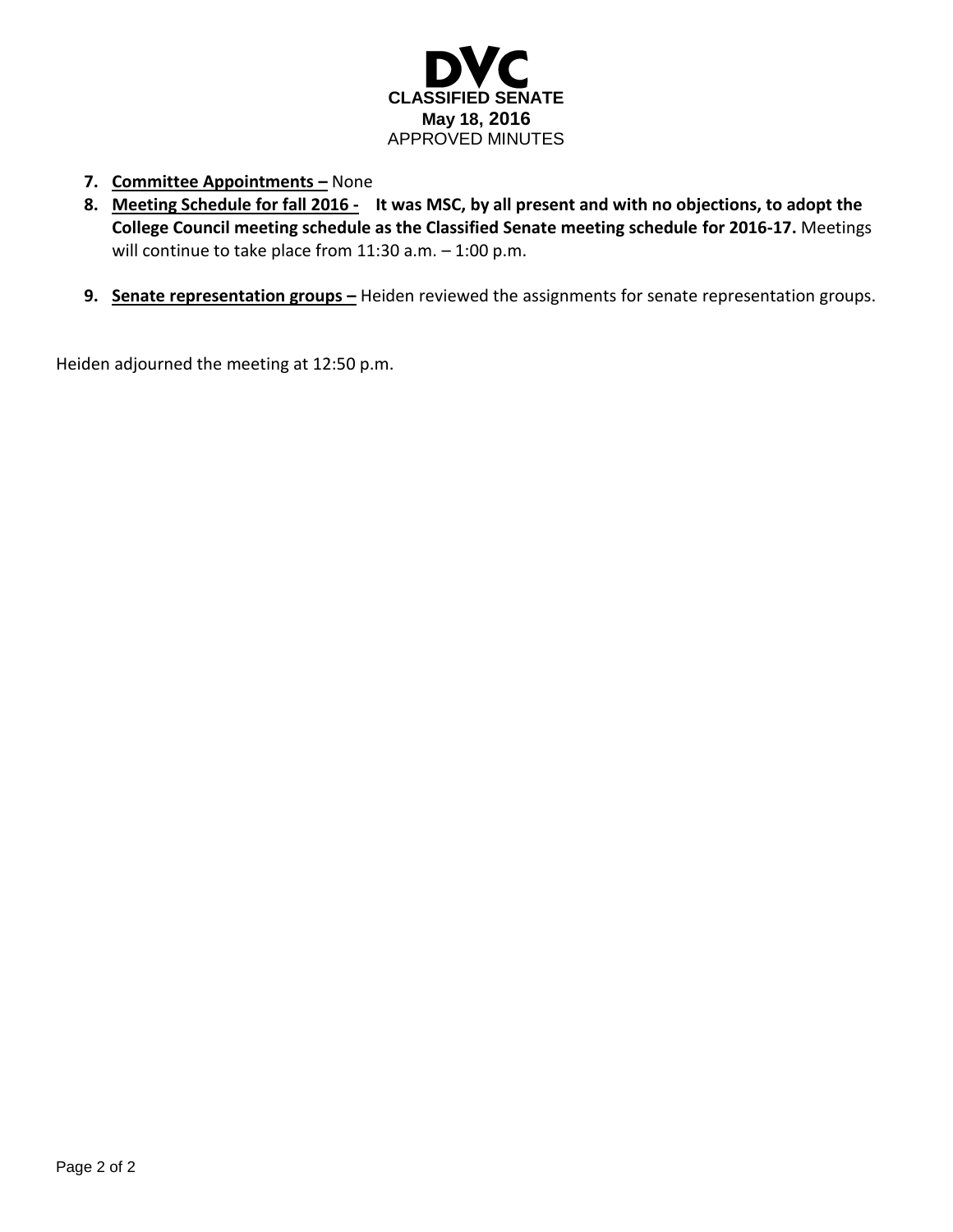7. **Committee Appointments –** None
8. **Meeting Schedule for fall 2016 - It was MSC, by all present and with no objections, to adopt the College Council meeting schedule as the Classified Senate meeting schedule for 2016-17.** Meetings will continue to take place from 11:30 a.m. – 1:00 p.m.
9. **Senate representation groups –** Heiden reviewed the assignments for senate representation groups.

Heiden adjourned the meeting at 12:50 p.m.